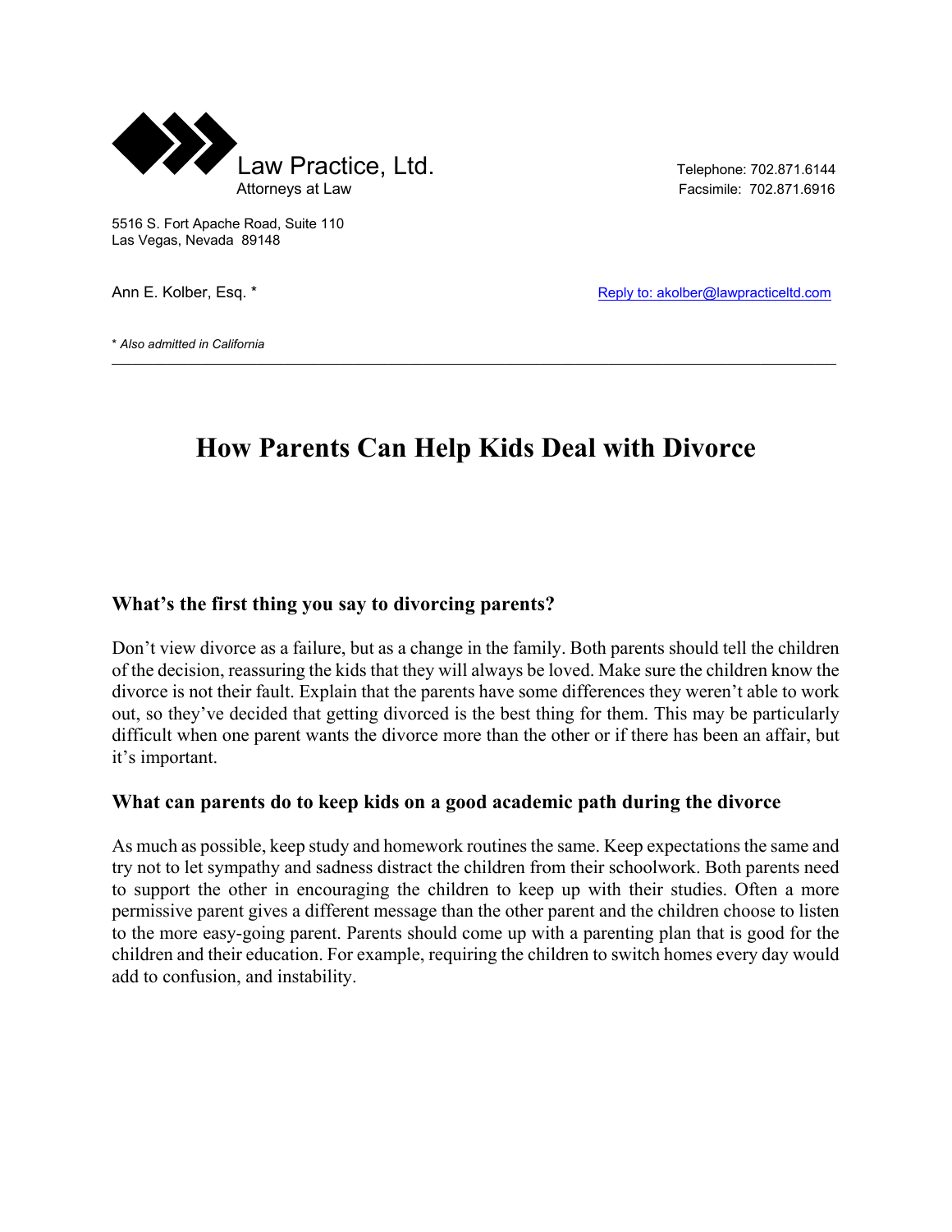Law Practice, Ltd.
Attorneys at Law

Telephone: 702.871.6144
Facsimile: 702.871.6916

5516 S. Fort Apache Road, Suite 110
Las Vegas, Nevada 89148

Ann E. Kolber, Esq. *

Reply to: akolber@lawpracticeltd.com

*\* Also admitted in California*

---

# How Parents Can Help Kids Deal with Divorce

### What's the first thing you say to divorcing parents?

Don't view divorce as a failure, but as a change in the family. Both parents should tell the children of the decision, reassuring the kids that they will always be loved. Make sure the children know the divorce is not their fault. Explain that the parents have some differences they weren't able to work out, so they've decided that getting divorced is the best thing for them. This may be particularly difficult when one parent wants the divorce more than the other or if there has been an affair, but it's important.

### What can parents do to keep kids on a good academic path during the divorce

As much as possible, keep study and homework routines the same. Keep expectations the same and try not to let sympathy and sadness distract the children from their schoolwork. Both parents need to support the other in encouraging the children to keep up with their studies. Often a more permissive parent gives a different message than the other parent and the children choose to listen to the more easy-going parent. Parents should come up with a parenting plan that is good for the children and their education. For example, requiring the children to switch homes every day would add to confusion, and instability.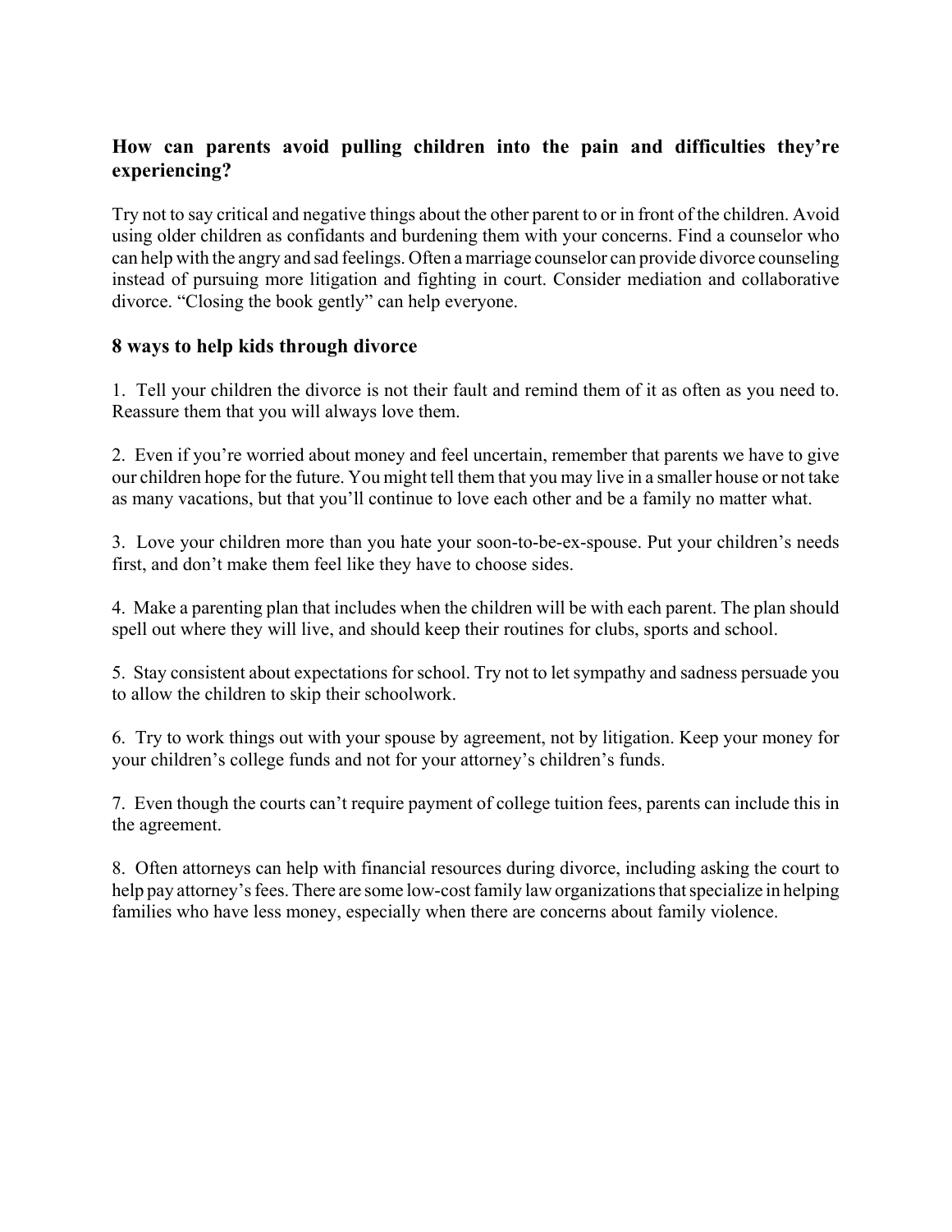### How can parents avoid pulling children into the pain and difficulties they're experiencing?

Try not to say critical and negative things about the other parent to or in front of the children. Avoid using older children as confidants and burdening them with your concerns. Find a counselor who can help with the angry and sad feelings. Often a marriage counselor can provide divorce counseling instead of pursuing more litigation and fighting in court. Consider mediation and collaborative divorce. "Closing the book gently" can help everyone.

### 8 ways to help kids through divorce

1. Tell your children the divorce is not their fault and remind them of it as often as you need to. Reassure them that you will always love them.

2. Even if you're worried about money and feel uncertain, remember that parents we have to give our children hope for the future. You might tell them that you may live in a smaller house or not take as many vacations, but that you'll continue to love each other and be a family no matter what.

3. Love your children more than you hate your soon-to-be-ex-spouse. Put your children's needs first, and don't make them feel like they have to choose sides.

4. Make a parenting plan that includes when the children will be with each parent. The plan should spell out where they will live, and should keep their routines for clubs, sports and school.

5. Stay consistent about expectations for school. Try not to let sympathy and sadness persuade you to allow the children to skip their schoolwork.

6. Try to work things out with your spouse by agreement, not by litigation. Keep your money for your children's college funds and not for your attorney's children's funds.

7. Even though the courts can't require payment of college tuition fees, parents can include this in the agreement.

8. Often attorneys can help with financial resources during divorce, including asking the court to help pay attorney's fees. There are some low-cost family law organizations that specialize in helping families who have less money, especially when there are concerns about family violence.